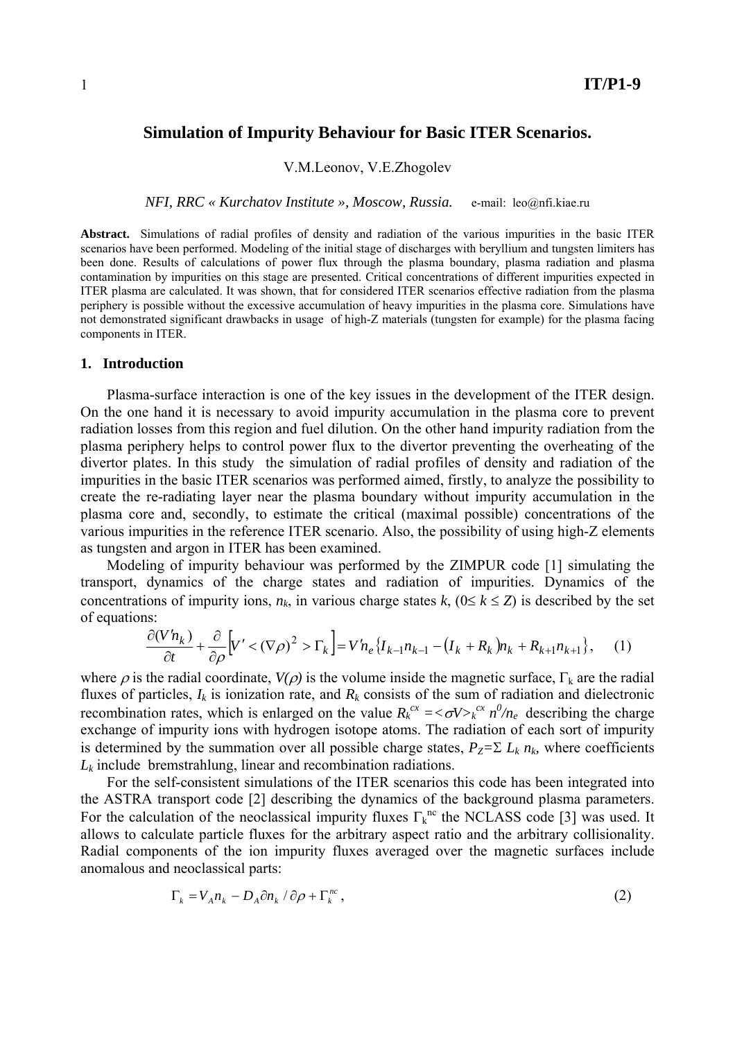# Simulation of Impurity Behaviour for Basic ITER Scenarios.

V.M.Leonov, V.E.Zhogolev

*NFI, RRC « Kurchatov Institute », Moscow, Russia.* e-mail: leo@nfi.kiae.ru

**Abstract.** Simulations of radial profiles of density and radiation of the various impurities in the basic ITER scenarios have been performed. Modeling of the initial stage of discharges with beryllium and tungsten limiters has been done. Results of calculations of power flux through the plasma boundary, plasma radiation and plasma contamination by impurities on this stage are presented. Critical concentrations of different impurities expected in ITER plasma are calculated. It was shown, that for considered ITER scenarios effective radiation from the plasma periphery is possible without the excessive accumulation of heavy impurities in the plasma core. Simulations have not demonstrated significant drawbacks in usage of high-Z materials (tungsten for example) for the plasma facing components in ITER.

## 1. Introduction

Plasma-surface interaction is one of the key issues in the development of the ITER design. On the one hand it is necessary to avoid impurity accumulation in the plasma core to prevent radiation losses from this region and fuel dilution. On the other hand impurity radiation from the plasma periphery helps to control power flux to the divertor preventing the overheating of the divertor plates. In this study the simulation of radial profiles of density and radiation of the impurities in the basic ITER scenarios was performed aimed, firstly, to analyze the possibility to create the re-radiating layer near the plasma boundary without impurity accumulation in the plasma core and, secondly, to estimate the critical (maximal possible) concentrations of the various impurities in the reference ITER scenario. Also, the possibility of using high-Z elements as tungsten and argon in ITER has been examined.

Modeling of impurity behaviour was performed by the ZIMPUR code [1] simulating the transport, dynamics of the charge states and radiation of impurities. Dynamics of the concentrations of impurity ions, $n_k$, in various charge states $k$, ($0 \leq k \leq Z$) is described by the set of equations:

$$\frac{\partial(V' n_k)}{\partial t} + \frac{\partial}{\partial \rho}\left[V' < (\nabla\rho)^2 > \Gamma_k\right] = V' n_e \left\{I_{k-1} n_{k-1} - \left(I_k + R_k\right) n_k + R_{k+1} n_{k+1}\right\}, \quad (1)$$

where $\rho$ is the radial coordinate, $V(\rho)$ is the volume inside the magnetic surface, $\Gamma_k$ are the radial fluxes of particles, $I_k$ is ionization rate, and $R_k$ consists of the sum of radiation and dielectronic recombination rates, which is enlarged on the value $R_k^{cx} = <\sigma V>_k^{cx} n^0/n_e$ describing the charge exchange of impurity ions with hydrogen isotope atoms. The radiation of each sort of impurity is determined by the summation over all possible charge states, $P_Z = \Sigma\, L_k n_k$, where coefficients $L_k$ include bremstrahlung, linear and recombination radiations.

For the self-consistent simulations of the ITER scenarios this code has been integrated into the ASTRA transport code [2] describing the dynamics of the background plasma parameters. For the calculation of the neoclassical impurity fluxes $\Gamma_k^{nc}$ the NCLASS code [3] was used. It allows to calculate particle fluxes for the arbitrary aspect ratio and the arbitrary collisionality. Radial components of the ion impurity fluxes averaged over the magnetic surfaces include anomalous and neoclassical parts:

$$\Gamma_k = V_A n_k - D_A \partial n_k / \partial \rho + \Gamma_k^{nc}, \quad (2)$$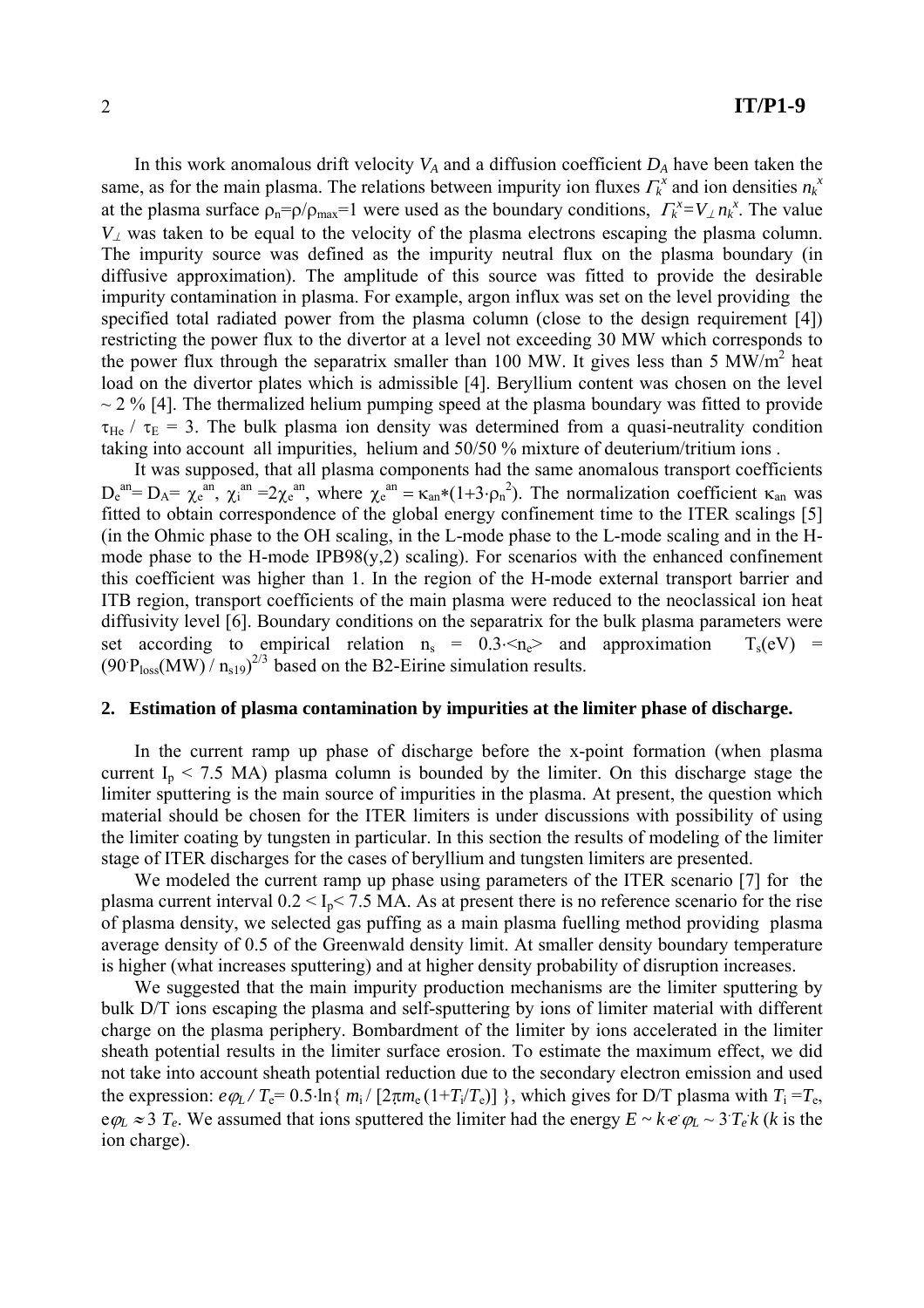In this work anomalous drift velocity $V_A$ and a diffusion coefficient $D_A$ have been taken the same, as for the main plasma. The relations between impurity ion fluxes $\Gamma_k^x$ and ion densities $n_k^x$ at the plasma surface $\rho_n=\rho/\rho_{max}=1$ were used as the boundary conditions, $\Gamma_k^x=V_\perp n_k^x$. The value $V_\perp$ was taken to be equal to the velocity of the plasma electrons escaping the plasma column. The impurity source was defined as the impurity neutral flux on the plasma boundary (in diffusive approximation). The amplitude of this source was fitted to provide the desirable impurity contamination in plasma. For example, argon influx was set on the level providing the specified total radiated power from the plasma column (close to the design requirement [4]) restricting the power flux to the divertor at a level not exceeding 30 MW which corresponds to the power flux through the separatrix smaller than 100 MW. It gives less than 5 MW/m$^2$ heat load on the divertor plates which is admissible [4]. Beryllium content was chosen on the level ~ 2 % [4]. The thermalized helium pumping speed at the plasma boundary was fitted to provide $\tau_{He}$ / $\tau_E$ = 3. The bulk plasma ion density was determined from a quasi-neutrality condition taking into account all impurities, helium and 50/50 % mixture of deuterium/tritium ions .

It was supposed, that all plasma components had the same anomalous transport coefficients $D_e^{an}= D_A= \chi_e^{an}$, $\chi_i^{an} =2\chi_e^{an}$, where $\chi_e^{an} = \kappa_{an}*(1+3\cdot\rho_n^2)$. The normalization coefficient $\kappa_{an}$ was fitted to obtain correspondence of the global energy confinement time to the ITER scalings [5] (in the Ohmic phase to the OH scaling, in the L-mode phase to the L-mode scaling and in the H-mode phase to the H-mode IPB98(y,2) scaling). For scenarios with the enhanced confinement this coefficient was higher than 1. In the region of the H-mode external transport barrier and ITB region, transport coefficients of the main plasma were reduced to the neoclassical ion heat diffusivity level [6]. Boundary conditions on the separatrix for the bulk plasma parameters were set according to empirical relation $n_s = 0.3\cdot\langle n_e\rangle$ and approximation $T_s(\mathrm{eV}) = (90\cdot P_{loss}(\mathrm{MW}) / n_{s19})^{2/3}$ based on the B2-Eirine simulation results.

## 2. Estimation of plasma contamination by impurities at the limiter phase of discharge.

In the current ramp up phase of discharge before the x-point formation (when plasma current $I_p$ < 7.5 MA) plasma column is bounded by the limiter. On this discharge stage the limiter sputtering is the main source of impurities in the plasma. At present, the question which material should be chosen for the ITER limiters is under discussions with possibility of using the limiter coating by tungsten in particular. In this section the results of modeling of the limiter stage of ITER discharges for the cases of beryllium and tungsten limiters are presented.

We modeled the current ramp up phase using parameters of the ITER scenario [7] for the plasma current interval $0.2 < I_p < 7.5$ MA. As at present there is no reference scenario for the rise of plasma density, we selected gas puffing as a main plasma fuelling method providing plasma average density of 0.5 of the Greenwald density limit. At smaller density boundary temperature is higher (what increases sputtering) and at higher density probability of disruption increases.

We suggested that the main impurity production mechanisms are the limiter sputtering by bulk D/T ions escaping the plasma and self-sputtering by ions of limiter material with different charge on the plasma periphery. Bombardment of the limiter by ions accelerated in the limiter sheath potential results in the limiter surface erosion. To estimate the maximum effect, we did not take into account sheath potential reduction due to the secondary electron emission and used the expression: $e\varphi_L / T_e= 0.5\cdot\ln\{ m_i / [2\pi m_e (1+T_i/T_e)] \}$, which gives for D/T plasma with $T_i = T_e$, $e\varphi_L \approx 3\, T_e$. We assumed that ions sputtered the limiter had the energy $E \sim k\cdot e\cdot \varphi_L \sim 3\cdot T_e\cdot k$ ($k$ is the ion charge).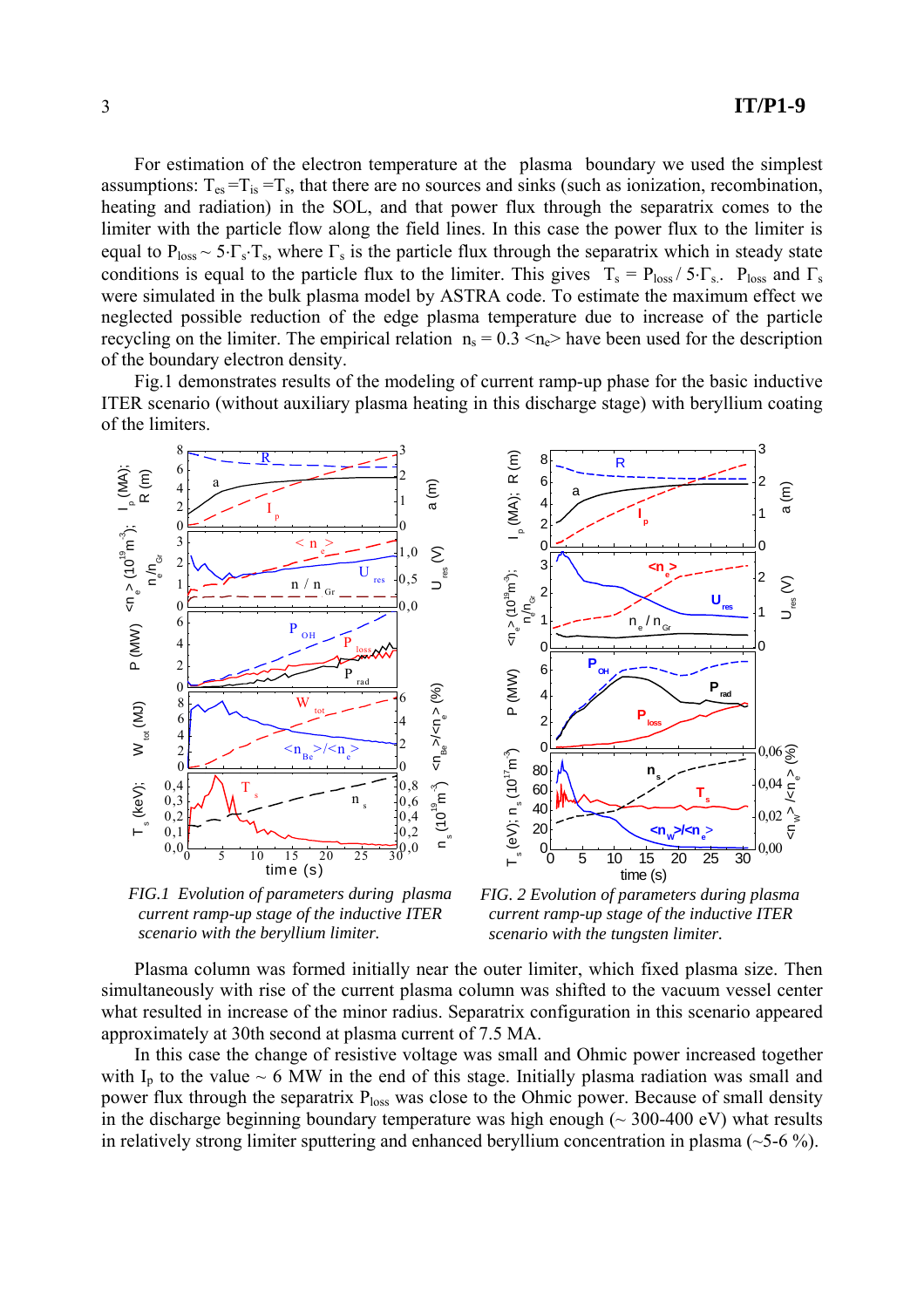For estimation of the electron temperature at the plasma boundary we used the simplest assumptions: $T_{es} = T_{is} = T_s$, that there are no sources and sinks (such as ionization, recombination, heating and radiation) in the SOL, and that power flux through the separatrix comes to the limiter with the particle flow along the field lines. In this case the power flux to the limiter is equal to $P_{loss} \sim 5 \cdot \Gamma_s \cdot T_s$, where $\Gamma_s$ is the particle flux through the separatrix which in steady state conditions is equal to the particle flux to the limiter. This gives $T_s = P_{loss} / 5 \cdot \Gamma_s$. $P_{loss}$ and $\Gamma_s$ were simulated in the bulk plasma model by ASTRA code. To estimate the maximum effect we neglected possible reduction of the edge plasma temperature due to increase of the particle recycling on the limiter. The empirical relation $n_s = 0.3 \langle n_e \rangle$ have been used for the description of the boundary electron density.

Fig.1 demonstrates results of the modeling of current ramp-up phase for the basic inductive ITER scenario (without auxiliary plasma heating in this discharge stage) with beryllium coating of the limiters.

*FIG.1 Evolution of parameters during plasma current ramp-up stage of the inductive ITER scenario with the beryllium limiter.*

*FIG. 2 Evolution of parameters during plasma current ramp-up stage of the inductive ITER scenario with the tungsten limiter.*

Plasma column was formed initially near the outer limiter, which fixed plasma size. Then simultaneously with rise of the current plasma column was shifted to the vacuum vessel center what resulted in increase of the minor radius. Separatrix configuration in this scenario appeared approximately at 30th second at plasma current of 7.5 MA.

In this case the change of resistive voltage was small and Ohmic power increased together with $I_p$ to the value ~ 6 MW in the end of this stage. Initially plasma radiation was small and power flux through the separatrix $P_{loss}$ was close to the Ohmic power. Because of small density in the discharge beginning boundary temperature was high enough (~ 300-400 eV) what results in relatively strong limiter sputtering and enhanced beryllium concentration in plasma (~5-6 %).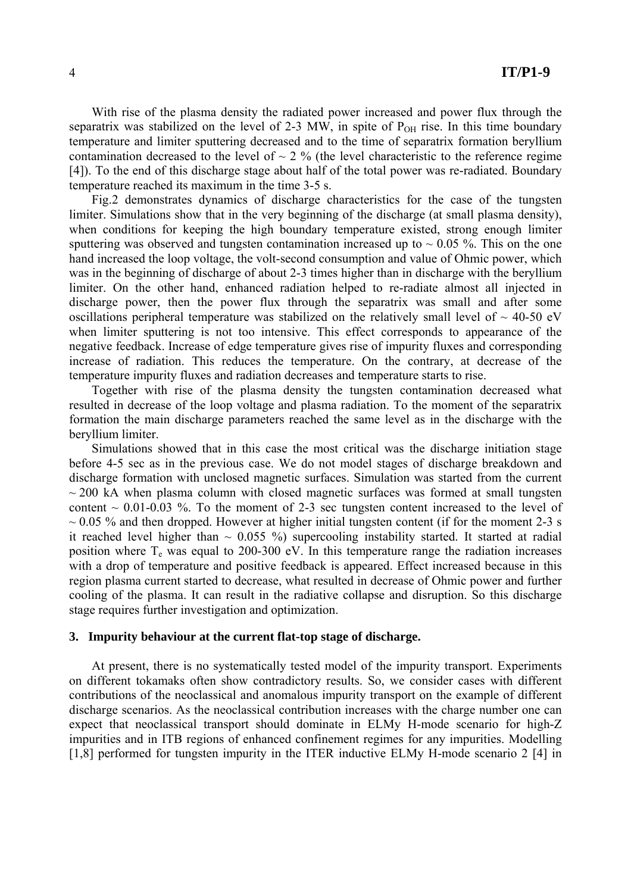With rise of the plasma density the radiated power increased and power flux through the separatrix was stabilized on the level of 2-3 MW, in spite of $P_{OH}$ rise. In this time boundary temperature and limiter sputtering decreased and to the time of separatrix formation beryllium contamination decreased to the level of ~ 2 % (the level characteristic to the reference regime [4]). To the end of this discharge stage about half of the total power was re-radiated. Boundary temperature reached its maximum in the time 3-5 s.

Fig.2 demonstrates dynamics of discharge characteristics for the case of the tungsten limiter. Simulations show that in the very beginning of the discharge (at small plasma density), when conditions for keeping the high boundary temperature existed, strong enough limiter sputtering was observed and tungsten contamination increased up to ~ 0.05 %. This on the one hand increased the loop voltage, the volt-second consumption and value of Ohmic power, which was in the beginning of discharge of about 2-3 times higher than in discharge with the beryllium limiter. On the other hand, enhanced radiation helped to re-radiate almost all injected in discharge power, then the power flux through the separatrix was small and after some oscillations peripheral temperature was stabilized on the relatively small level of ~ 40-50 eV when limiter sputtering is not too intensive. This effect corresponds to appearance of the negative feedback. Increase of edge temperature gives rise of impurity fluxes and corresponding increase of radiation. This reduces the temperature. On the contrary, at decrease of the temperature impurity fluxes and radiation decreases and temperature starts to rise.

Together with rise of the plasma density the tungsten contamination decreased what resulted in decrease of the loop voltage and plasma radiation. To the moment of the separatrix formation the main discharge parameters reached the same level as in the discharge with the beryllium limiter.

Simulations showed that in this case the most critical was the discharge initiation stage before 4-5 sec as in the previous case. We do not model stages of discharge breakdown and discharge formation with unclosed magnetic surfaces. Simulation was started from the current ~ 200 kA when plasma column with closed magnetic surfaces was formed at small tungsten content ~ 0.01-0.03 %. To the moment of 2-3 sec tungsten content increased to the level of ~ 0.05 % and then dropped. However at higher initial tungsten content (if for the moment 2-3 s it reached level higher than ~ 0.055 %) supercooling instability started. It started at radial position where $T_e$ was equal to 200-300 eV. In this temperature range the radiation increases with a drop of temperature and positive feedback is appeared. Effect increased because in this region plasma current started to decrease, what resulted in decrease of Ohmic power and further cooling of the plasma. It can result in the radiative collapse and disruption. So this discharge stage requires further investigation and optimization.

### 3. Impurity behaviour at the current flat-top stage of discharge.

At present, there is no systematically tested model of the impurity transport. Experiments on different tokamaks often show contradictory results. So, we consider cases with different contributions of the neoclassical and anomalous impurity transport on the example of different discharge scenarios. As the neoclassical contribution increases with the charge number one can expect that neoclassical transport should dominate in ELMy H-mode scenario for high-Z impurities and in ITB regions of enhanced confinement regimes for any impurities. Modelling [1,8] performed for tungsten impurity in the ITER inductive ELMy H-mode scenario 2 [4] in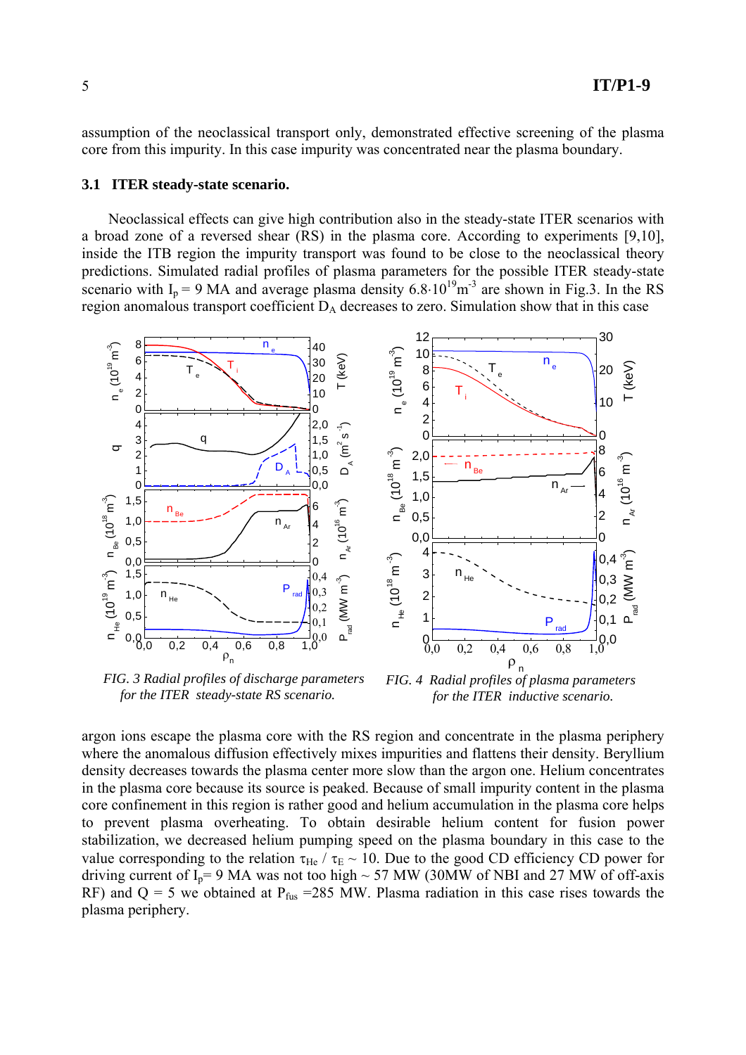assumption of the neoclassical transport only, demonstrated effective screening of the plasma core from this impurity. In this case impurity was concentrated near the plasma boundary.

### 3.1 ITER steady-state scenario.

Neoclassical effects can give high contribution also in the steady-state ITER scenarios with a broad zone of a reversed shear (RS) in the plasma core. According to experiments [9,10], inside the ITB region the impurity transport was found to be close to the neoclassical theory predictions. Simulated radial profiles of plasma parameters for the possible ITER steady-state scenario with $I_p = 9$ MA and average plasma density $6.8 \cdot 10^{19} m^{-3}$ are shown in Fig.3. In the RS region anomalous transport coefficient $D_A$ decreases to zero. Simulation show that in this case

*FIG. 3 Radial profiles of discharge parameters for the ITER steady-state RS scenario.*

*FIG. 4 Radial profiles of plasma parameters for the ITER inductive scenario.*

argon ions escape the plasma core with the RS region and concentrate in the plasma periphery where the anomalous diffusion effectively mixes impurities and flattens their density. Beryllium density decreases towards the plasma center more slow than the argon one. Helium concentrates in the plasma core because its source is peaked. Because of small impurity content in the plasma core confinement in this region is rather good and helium accumulation in the plasma core helps to prevent plasma overheating. To obtain desirable helium content for fusion power stabilization, we decreased helium pumping speed on the plasma boundary in this case to the value corresponding to the relation $\tau_{He} / \tau_E \sim 10$. Due to the good CD efficiency CD power for driving current of $I_p = 9$ MA was not too high ~ 57 MW (30MW of NBI and 27 MW of off-axis RF) and Q = 5 we obtained at $P_{fus}$ =285 MW. Plasma radiation in this case rises towards the plasma periphery.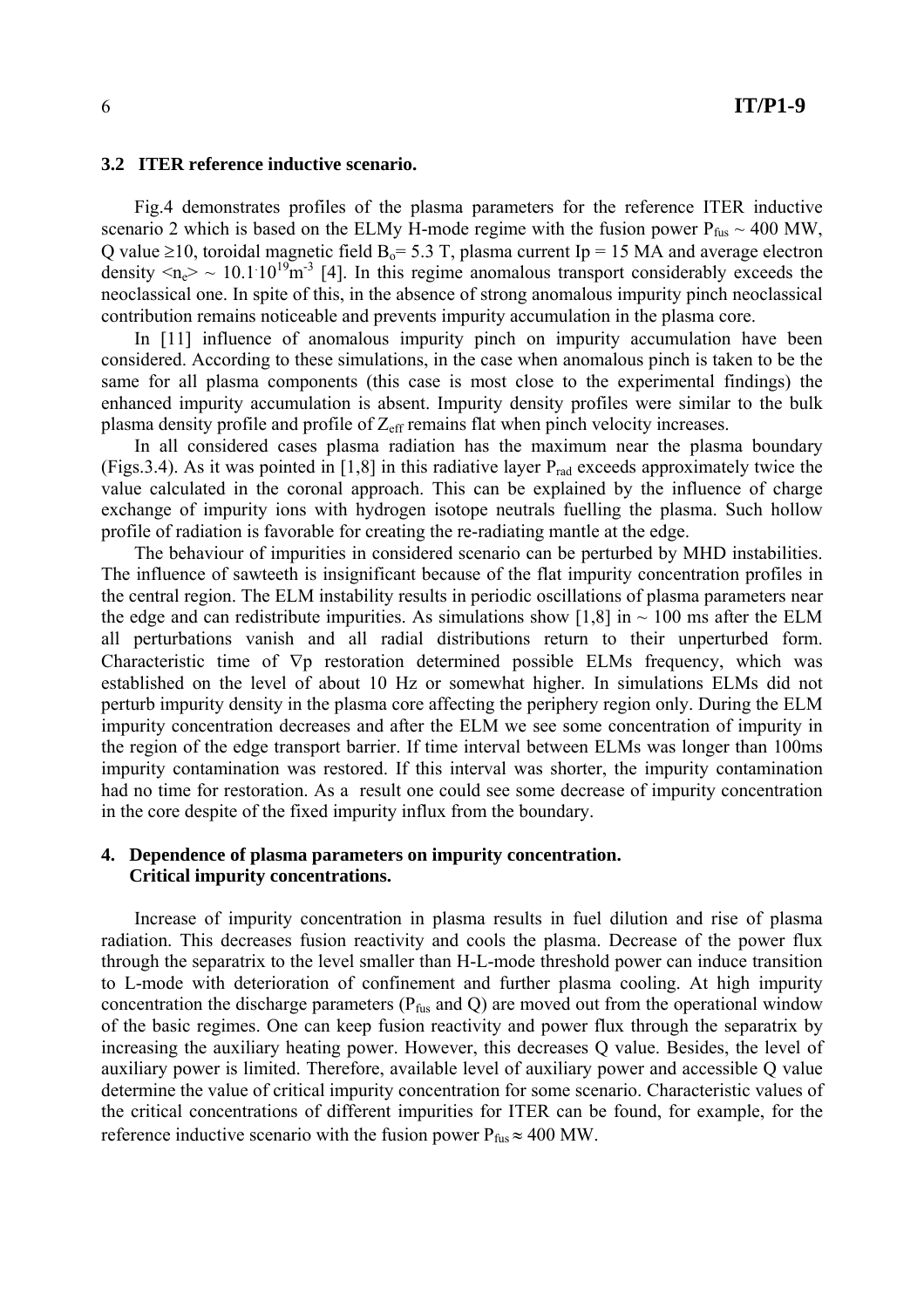### 3.2 ITER reference inductive scenario.

Fig.4 demonstrates profiles of the plasma parameters for the reference ITER inductive scenario 2 which is based on the ELMy H-mode regime with the fusion power $P_{fus} \sim 400$ MW, Q value $\geq 10$, toroidal magnetic field $B_o = 5.3$ T, plasma current Ip = 15 MA and average electron density $\langle n_e \rangle \sim 10.1 \cdot 10^{19} m^{-3}$ [4]. In this regime anomalous transport considerably exceeds the neoclassical one. In spite of this, in the absence of strong anomalous impurity pinch neoclassical contribution remains noticeable and prevents impurity accumulation in the plasma core.

In [11] influence of anomalous impurity pinch on impurity accumulation have been considered. According to these simulations, in the case when anomalous pinch is taken to be the same for all plasma components (this case is most close to the experimental findings) the enhanced impurity accumulation is absent. Impurity density profiles were similar to the bulk plasma density profile and profile of $Z_{eff}$ remains flat when pinch velocity increases.

In all considered cases plasma radiation has the maximum near the plasma boundary (Figs.3.4). As it was pointed in [1,8] in this radiative layer $P_{rad}$ exceeds approximately twice the value calculated in the coronal approach. This can be explained by the influence of charge exchange of impurity ions with hydrogen isotope neutrals fuelling the plasma. Such hollow profile of radiation is favorable for creating the re-radiating mantle at the edge.

The behaviour of impurities in considered scenario can be perturbed by MHD instabilities. The influence of sawteeth is insignificant because of the flat impurity concentration profiles in the central region. The ELM instability results in periodic oscillations of plasma parameters near the edge and can redistribute impurities. As simulations show [1,8] in ~ 100 ms after the ELM all perturbations vanish and all radial distributions return to their unperturbed form. Characteristic time of $\nabla p$ restoration determined possible ELMs frequency, which was established on the level of about 10 Hz or somewhat higher. In simulations ELMs did not perturb impurity density in the plasma core affecting the periphery region only. During the ELM impurity concentration decreases and after the ELM we see some concentration of impurity in the region of the edge transport barrier. If time interval between ELMs was longer than 100ms impurity contamination was restored. If this interval was shorter, the impurity contamination had no time for restoration. As a result one could see some decrease of impurity concentration in the core despite of the fixed impurity influx from the boundary.

## 4. Dependence of plasma parameters on impurity concentration. Critical impurity concentrations.

Increase of impurity concentration in plasma results in fuel dilution and rise of plasma radiation. This decreases fusion reactivity and cools the plasma. Decrease of the power flux through the separatrix to the level smaller than H-L-mode threshold power can induce transition to L-mode with deterioration of confinement and further plasma cooling. At high impurity concentration the discharge parameters ($P_{fus}$ and Q) are moved out from the operational window of the basic regimes. One can keep fusion reactivity and power flux through the separatrix by increasing the auxiliary heating power. However, this decreases Q value. Besides, the level of auxiliary power is limited. Therefore, available level of auxiliary power and accessible Q value determine the value of critical impurity concentration for some scenario. Characteristic values of the critical concentrations of different impurities for ITER can be found, for example, for the reference inductive scenario with the fusion power $P_{fus} \approx 400$ MW.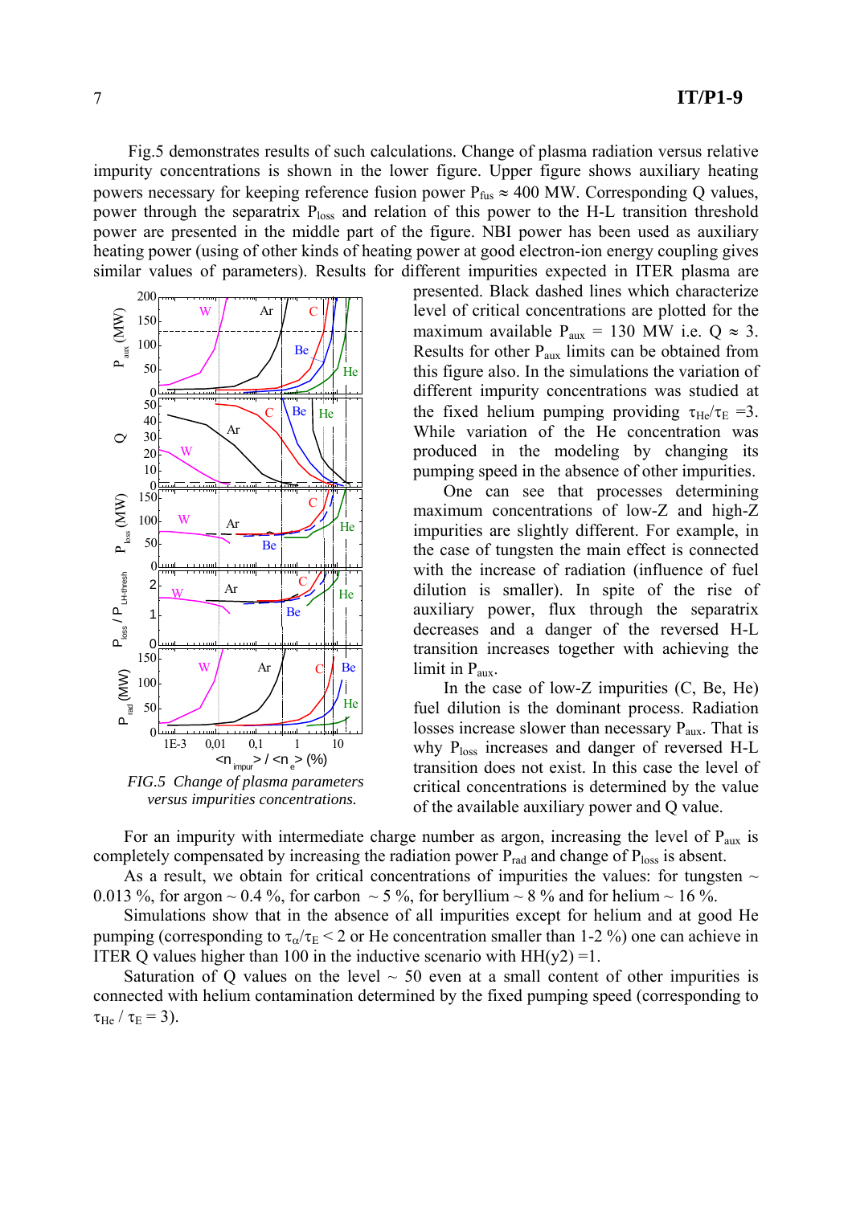Fig.5 demonstrates results of such calculations. Change of plasma radiation versus relative impurity concentrations is shown in the lower figure. Upper figure shows auxiliary heating powers necessary for keeping reference fusion power $P_{fus} \approx 400$ MW. Corresponding Q values, power through the separatrix $P_{loss}$ and relation of this power to the H-L transition threshold power are presented in the middle part of the figure. NBI power has been used as auxiliary heating power (using of other kinds of heating power at good electron-ion energy coupling gives similar values of parameters). Results for different impurities expected in ITER plasma are presented. Black dashed lines which characterize level of critical concentrations are plotted for the maximum available $P_{aux}$ = 130 MW i.e. Q ≈ 3. Results for other $P_{aux}$ limits can be obtained from this figure also. In the simulations the variation of different impurity concentrations was studied at the fixed helium pumping providing $\tau_{He}/\tau_E$ =3. While variation of the He concentration was produced in the modeling by changing its pumping speed in the absence of other impurities.

*FIG.5 Change of plasma parameters versus impurities concentrations.*

One can see that processes determining maximum concentrations of low-Z and high-Z impurities are slightly different. For example, in the case of tungsten the main effect is connected with the increase of radiation (influence of fuel dilution is smaller). In spite of the rise of auxiliary power, flux through the separatrix decreases and a danger of the reversed H-L transition increases together with achieving the limit in $P_{aux}$.

In the case of low-Z impurities (C, Be, He) fuel dilution is the dominant process. Radiation losses increase slower than necessary $P_{aux}$. That is why $P_{loss}$ increases and danger of reversed H-L transition does not exist. In this case the level of critical concentrations is determined by the value of the available auxiliary power and Q value.

For an impurity with intermediate charge number as argon, increasing the level of $P_{aux}$ is completely compensated by increasing the radiation power $P_{rad}$ and change of $P_{loss}$ is absent.

As a result, we obtain for critical concentrations of impurities the values: for tungsten ~ 0.013 %, for argon ~ 0.4 %, for carbon ~ 5 %, for beryllium ~ 8 % and for helium ~ 16 %.

Simulations show that in the absence of all impurities except for helium and at good He pumping (corresponding to $\tau_\alpha/\tau_E < 2$ or He concentration smaller than 1-2 %) one can achieve in ITER Q values higher than 100 in the inductive scenario with HH(y2) =1.

Saturation of Q values on the level ~ 50 even at a small content of other impurities is connected with helium contamination determined by the fixed pumping speed (corresponding to $\tau_{He} / \tau_E = 3$).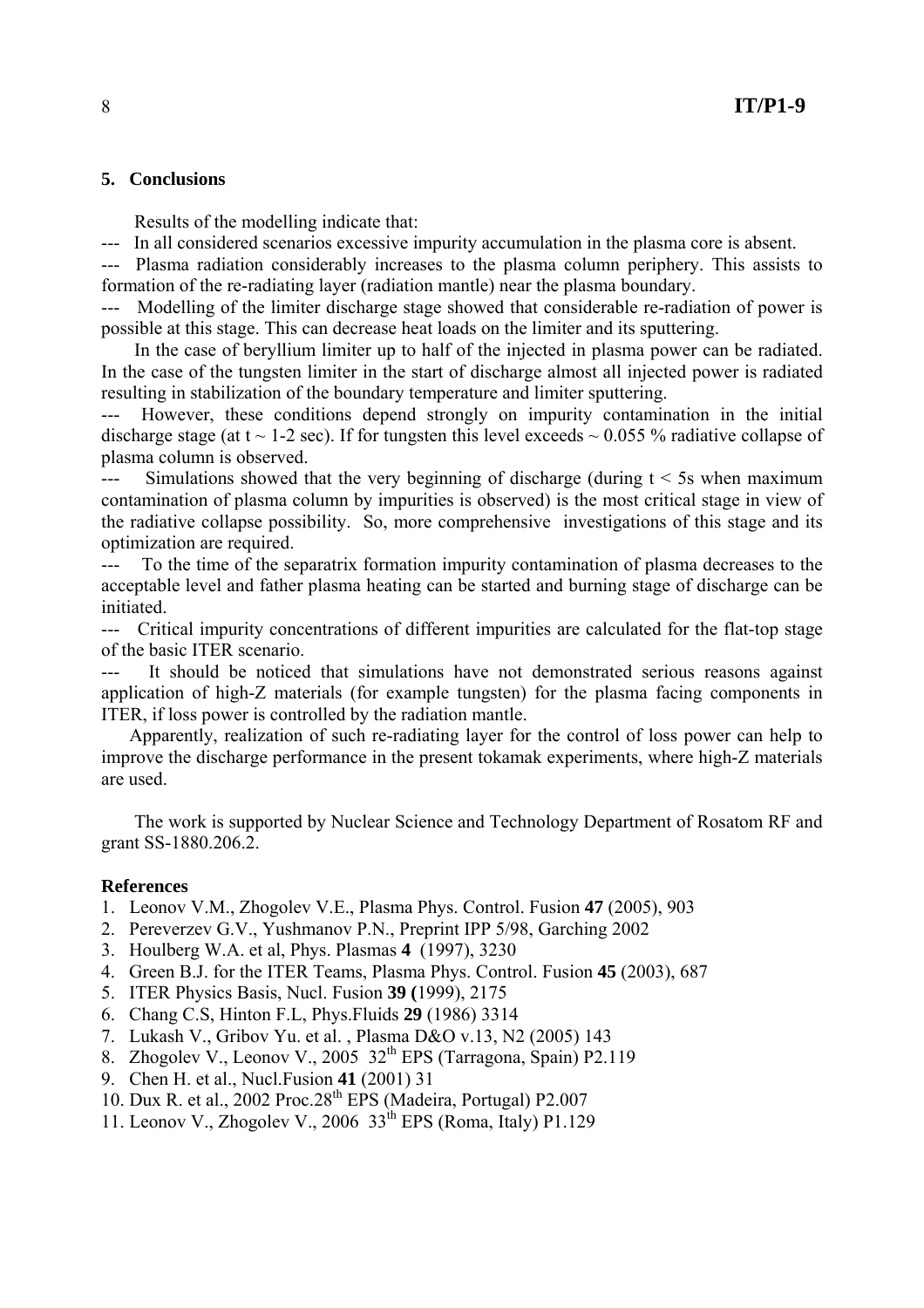## 5. Conclusions

Results of the modelling indicate that:

--- In all considered scenarios excessive impurity accumulation in the plasma core is absent.

--- Plasma radiation considerably increases to the plasma column periphery. This assists to formation of the re-radiating layer (radiation mantle) near the plasma boundary.

--- Modelling of the limiter discharge stage showed that considerable re-radiation of power is possible at this stage. This can decrease heat loads on the limiter and its sputtering.

In the case of beryllium limiter up to half of the injected in plasma power can be radiated. In the case of the tungsten limiter in the start of discharge almost all injected power is radiated resulting in stabilization of the boundary temperature and limiter sputtering.

--- However, these conditions depend strongly on impurity contamination in the initial discharge stage (at $t \sim 1\text{-}2$ sec). If for tungsten this level exceeds $\sim 0.055$ % radiative collapse of plasma column is observed.

--- Simulations showed that the very beginning of discharge (during $t < 5$s when maximum contamination of plasma column by impurities is observed) is the most critical stage in view of the radiative collapse possibility. So, more comprehensive investigations of this stage and its optimization are required.

--- To the time of the separatrix formation impurity contamination of plasma decreases to the acceptable level and father plasma heating can be started and burning stage of discharge can be initiated.

--- Critical impurity concentrations of different impurities are calculated for the flat-top stage of the basic ITER scenario.

--- It should be noticed that simulations have not demonstrated serious reasons against application of high-Z materials (for example tungsten) for the plasma facing components in ITER, if loss power is controlled by the radiation mantle.

Apparently, realization of such re-radiating layer for the control of loss power can help to improve the discharge performance in the present tokamak experiments, where high-Z materials are used.

The work is supported by Nuclear Science and Technology Department of Rosatom RF and grant SS-1880.206.2.

**References**

1. Leonov V.M., Zhogolev V.E., Plasma Phys. Control. Fusion **47** (2005), 903
2. Pereverzev G.V., Yushmanov P.N., Preprint IPP 5/98, Garching 2002
3. Houlberg W.A. et al, Phys. Plasmas **4** (1997), 3230
4. Green B.J. for the ITER Teams, Plasma Phys. Control. Fusion **45** (2003), 687
5. ITER Physics Basis, Nucl. Fusion **39 (**1999), 2175
6. Chang C.S, Hinton F.L, Phys.Fluids **29** (1986) 3314
7. Lukash V., Gribov Yu. et al. , Plasma D&O v.13, N2 (2005) 143
8. Zhogolev V., Leonov V., 2005 32[th] EPS (Tarragona, Spain) P2.119
9. Chen H. et al., Nucl.Fusion **41** (2001) 31
10. Dux R. et al., 2002 Proc.28[th] EPS (Madeira, Portugal) P2.007
11. Leonov V., Zhogolev V., 2006 33[th] EPS (Roma, Italy) P1.129